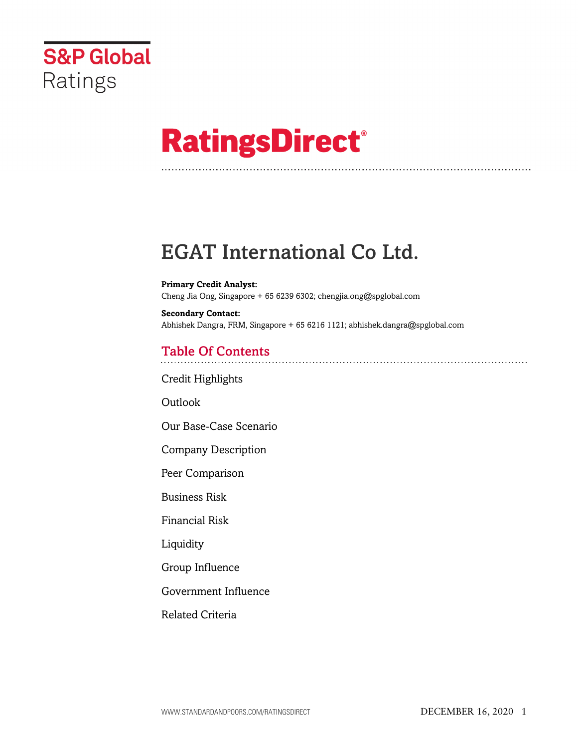S&P Global Ratings

# RatingsDirect®

# EGAT International Co Ltd.

**Primary Credit Analyst:**
Cheng Jia Ong, Singapore + 65 6239 6302; chengjia.ong@spglobal.com

**Secondary Contact:**
Abhishek Dangra, FRM, Singapore + 65 6216 1121; abhishek.dangra@spglobal.com

## Table Of Contents

Credit Highlights

Outlook

Our Base-Case Scenario

Company Description

Peer Comparison

Business Risk

Financial Risk

Liquidity

Group Influence

Government Influence

Related Criteria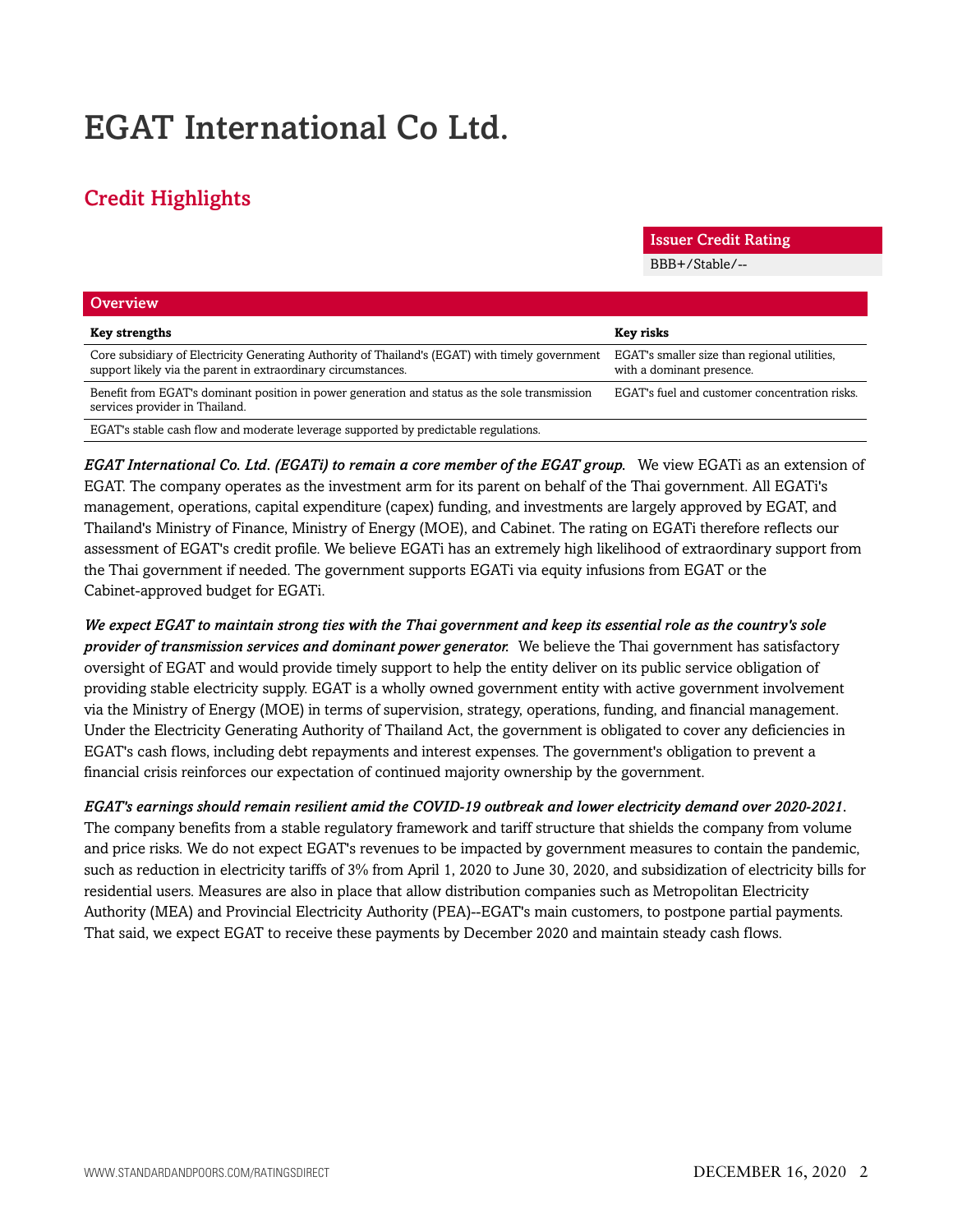# EGAT International Co Ltd.

## Credit Highlights

| Issuer Credit Rating |
| --- |
| BBB+/Stable/-- |

### Overview

| Key strengths | Key risks |
| --- | --- |
| Core subsidiary of Electricity Generating Authority of Thailand's (EGAT) with timely government support likely via the parent in extraordinary circumstances. | EGAT's smaller size than regional utilities, with a dominant presence. |
| Benefit from EGAT's dominant position in power generation and status as the sole transmission services provider in Thailand. | EGAT's fuel and customer concentration risks. |
| EGAT's stable cash flow and moderate leverage supported by predictable regulations. | |

***EGAT International Co. Ltd. (EGATi) to remain a core member of the EGAT group.*** We view EGATi as an extension of EGAT. The company operates as the investment arm for its parent on behalf of the Thai government. All EGATi's management, operations, capital expenditure (capex) funding, and investments are largely approved by EGAT, and Thailand's Ministry of Finance, Ministry of Energy (MOE), and Cabinet. The rating on EGATi therefore reflects our assessment of EGAT's credit profile. We believe EGATi has an extremely high likelihood of extraordinary support from the Thai government if needed. The government supports EGATi via equity infusions from EGAT or the Cabinet-approved budget for EGATi.

***We expect EGAT to maintain strong ties with the Thai government and keep its essential role as the country's sole provider of transmission services and dominant power generator.*** We believe the Thai government has satisfactory oversight of EGAT and would provide timely support to help the entity deliver on its public service obligation of providing stable electricity supply. EGAT is a wholly owned government entity with active government involvement via the Ministry of Energy (MOE) in terms of supervision, strategy, operations, funding, and financial management. Under the Electricity Generating Authority of Thailand Act, the government is obligated to cover any deficiencies in EGAT's cash flows, including debt repayments and interest expenses. The government's obligation to prevent a financial crisis reinforces our expectation of continued majority ownership by the government.

***EGAT's earnings should remain resilient amid the COVID-19 outbreak and lower electricity demand over 2020-2021.*** The company benefits from a stable regulatory framework and tariff structure that shields the company from volume and price risks. We do not expect EGAT's revenues to be impacted by government measures to contain the pandemic, such as reduction in electricity tariffs of 3% from April 1, 2020 to June 30, 2020, and subsidization of electricity bills for residential users. Measures are also in place that allow distribution companies such as Metropolitan Electricity Authority (MEA) and Provincial Electricity Authority (PEA)--EGAT's main customers, to postpone partial payments. That said, we expect EGAT to receive these payments by December 2020 and maintain steady cash flows.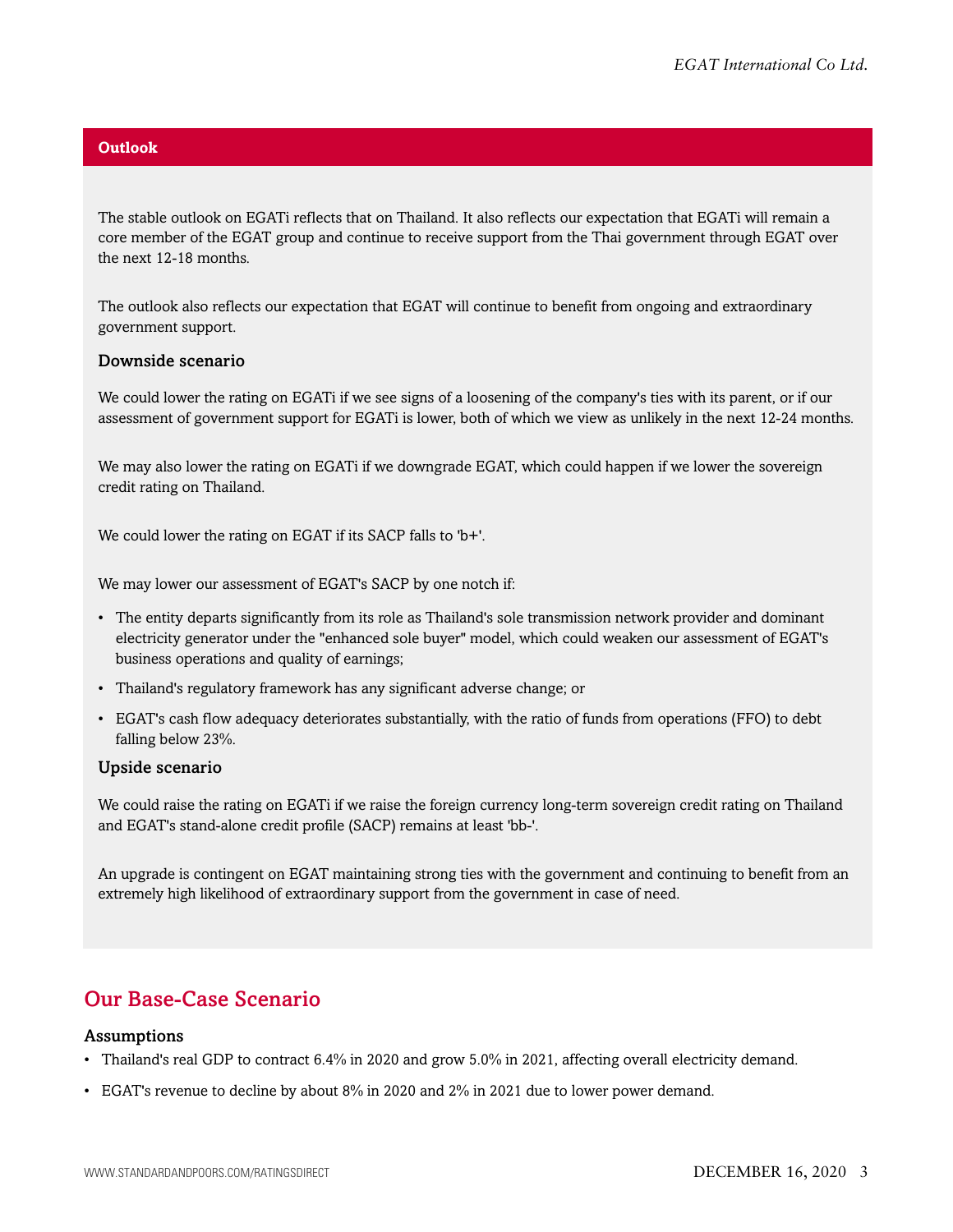## Outlook

The stable outlook on EGATi reflects that on Thailand. It also reflects our expectation that EGATi will remain a core member of the EGAT group and continue to receive support from the Thai government through EGAT over the next 12-18 months.

The outlook also reflects our expectation that EGAT will continue to benefit from ongoing and extraordinary government support.

### Downside scenario

We could lower the rating on EGATi if we see signs of a loosening of the company's ties with its parent, or if our assessment of government support for EGATi is lower, both of which we view as unlikely in the next 12-24 months.

We may also lower the rating on EGATi if we downgrade EGAT, which could happen if we lower the sovereign credit rating on Thailand.

We could lower the rating on EGAT if its SACP falls to 'b+'.

We may lower our assessment of EGAT's SACP by one notch if:

- The entity departs significantly from its role as Thailand's sole transmission network provider and dominant electricity generator under the "enhanced sole buyer" model, which could weaken our assessment of EGAT's business operations and quality of earnings;
- Thailand's regulatory framework has any significant adverse change; or
- EGAT's cash flow adequacy deteriorates substantially, with the ratio of funds from operations (FFO) to debt falling below 23%.

### Upside scenario

We could raise the rating on EGATi if we raise the foreign currency long-term sovereign credit rating on Thailand and EGAT's stand-alone credit profile (SACP) remains at least 'bb-'.

An upgrade is contingent on EGAT maintaining strong ties with the government and continuing to benefit from an extremely high likelihood of extraordinary support from the government in case of need.

## Our Base-Case Scenario

### Assumptions

- Thailand's real GDP to contract 6.4% in 2020 and grow 5.0% in 2021, affecting overall electricity demand.
- EGAT's revenue to decline by about 8% in 2020 and 2% in 2021 due to lower power demand.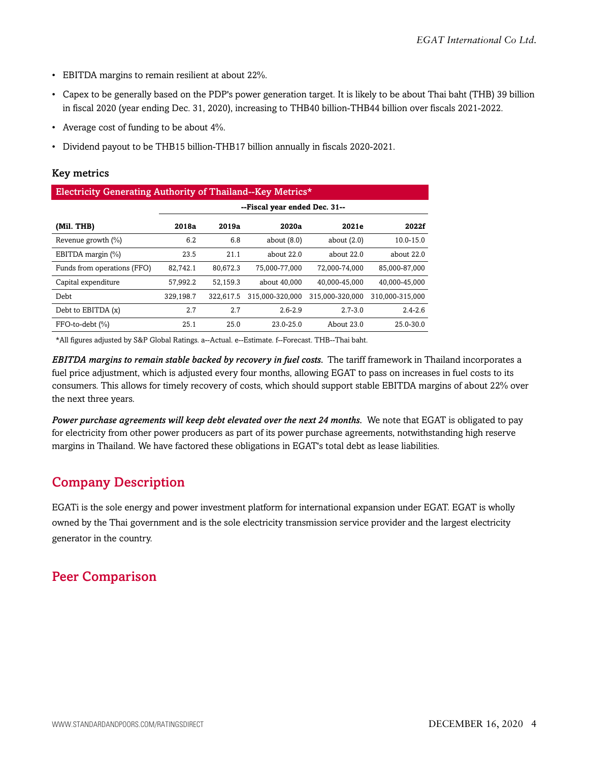- EBITDA margins to remain resilient at about 22%.
- Capex to be generally based on the PDP's power generation target. It is likely to be about Thai baht (THB) 39 billion in fiscal 2020 (year ending Dec. 31, 2020), increasing to THB40 billion-THB44 billion over fiscals 2021-2022.
- Average cost of funding to be about 4%.
- Dividend payout to be THB15 billion-THB17 billion annually in fiscals 2020-2021.

### Key metrics

**Electricity Generating Authority of Thailand--Key Metrics***

| | --Fiscal year ended Dec. 31-- | | | | |
|---|---|---|---|---|---|
| **(Mil. THB)** | **2018a** | **2019a** | **2020a** | **2021e** | **2022f** |
| Revenue growth (%) | 6.2 | 6.8 | about (8.0) | about (2.0) | 10.0-15.0 |
| EBITDA margin (%) | 23.5 | 21.1 | about 22.0 | about 22.0 | about 22.0 |
| Funds from operations (FFO) | 82,742.1 | 80,672.3 | 75,000-77,000 | 72,000-74,000 | 85,000-87,000 |
| Capital expenditure | 57,992.2 | 52,159.3 | about 40,000 | 40,000-45,000 | 40,000-45,000 |
| Debt | 329,198.7 | 322,617.5 | 315,000-320,000 | 315,000-320,000 | 310,000-315,000 |
| Debt to EBITDA (x) | 2.7 | 2.7 | 2.6-2.9 | 2.7-3.0 | 2.4-2.6 |
| FFO-to-debt (%) | 25.1 | 25.0 | 23.0-25.0 | About 23.0 | 25.0-30.0 |

*All figures adjusted by S&P Global Ratings. a--Actual. e--Estimate. f--Forecast. THB--Thai baht.

***EBITDA margins to remain stable backed by recovery in fuel costs.*** The tariff framework in Thailand incorporates a fuel price adjustment, which is adjusted every four months, allowing EGAT to pass on increases in fuel costs to its consumers. This allows for timely recovery of costs, which should support stable EBITDA margins of about 22% over the next three years.

***Power purchase agreements will keep debt elevated over the next 24 months.*** We note that EGAT is obligated to pay for electricity from other power producers as part of its power purchase agreements, notwithstanding high reserve margins in Thailand. We have factored these obligations in EGAT's total debt as lease liabilities.

## Company Description

EGATi is the sole energy and power investment platform for international expansion under EGAT. EGAT is wholly owned by the Thai government and is the sole electricity transmission service provider and the largest electricity generator in the country.

## Peer Comparison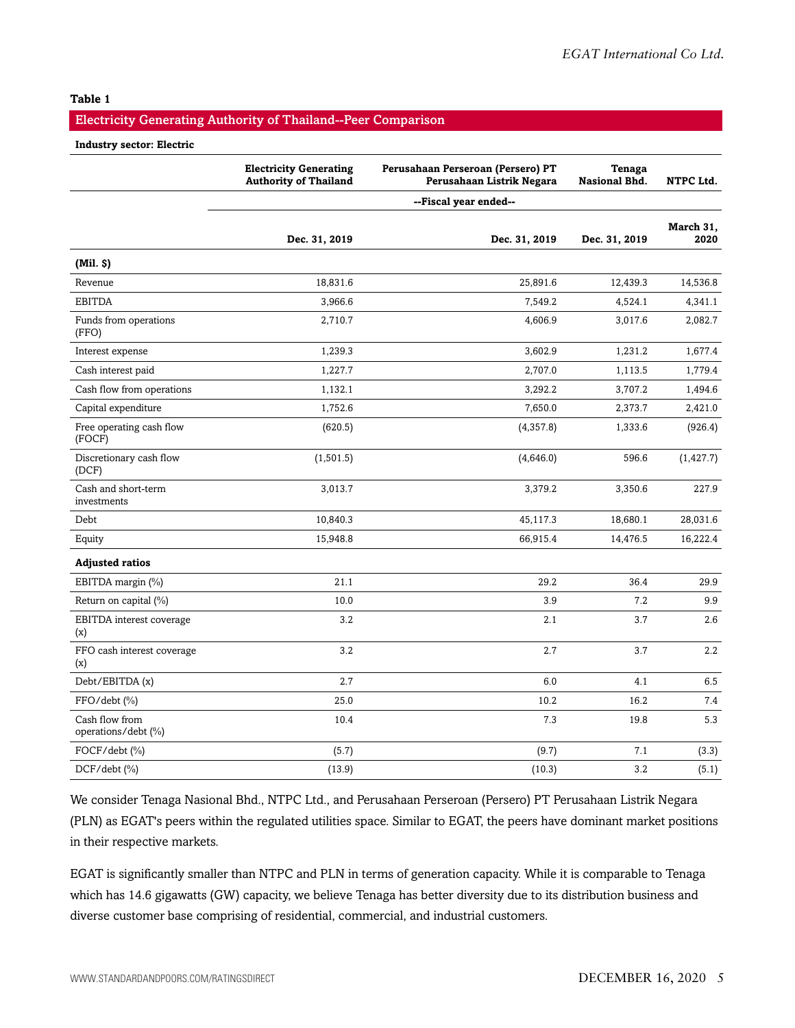**Table 1**

**Electricity Generating Authority of Thailand--Peer Comparison**

**Industry sector: Electric**

| | Electricity Generating Authority of Thailand | Perusahaan Perseroan (Persero) PT Perusahaan Listrik Negara | Tenaga Nasional Bhd. | NTPC Ltd. |
|---|---|---|---|---|
| | --Fiscal year ended-- | | | |
| | Dec. 31, 2019 | Dec. 31, 2019 | Dec. 31, 2019 | March 31, 2020 |
| **(Mil. $)** | | | | |
| Revenue | 18,831.6 | 25,891.6 | 12,439.3 | 14,536.8 |
| EBITDA | 3,966.6 | 7,549.2 | 4,524.1 | 4,341.1 |
| Funds from operations (FFO) | 2,710.7 | 4,606.9 | 3,017.6 | 2,082.7 |
| Interest expense | 1,239.3 | 3,602.9 | 1,231.2 | 1,677.4 |
| Cash interest paid | 1,227.7 | 2,707.0 | 1,113.5 | 1,779.4 |
| Cash flow from operations | 1,132.1 | 3,292.2 | 3,707.2 | 1,494.6 |
| Capital expenditure | 1,752.6 | 7,650.0 | 2,373.7 | 2,421.0 |
| Free operating cash flow (FOCF) | (620.5) | (4,357.8) | 1,333.6 | (926.4) |
| Discretionary cash flow (DCF) | (1,501.5) | (4,646.0) | 596.6 | (1,427.7) |
| Cash and short-term investments | 3,013.7 | 3,379.2 | 3,350.6 | 227.9 |
| Debt | 10,840.3 | 45,117.3 | 18,680.1 | 28,031.6 |
| Equity | 15,948.8 | 66,915.4 | 14,476.5 | 16,222.4 |
| **Adjusted ratios** | | | | |
| EBITDA margin (%) | 21.1 | 29.2 | 36.4 | 29.9 |
| Return on capital (%) | 10.0 | 3.9 | 7.2 | 9.9 |
| EBITDA interest coverage (x) | 3.2 | 2.1 | 3.7 | 2.6 |
| FFO cash interest coverage (x) | 3.2 | 2.7 | 3.7 | 2.2 |
| Debt/EBITDA (x) | 2.7 | 6.0 | 4.1 | 6.5 |
| FFO/debt (%) | 25.0 | 10.2 | 16.2 | 7.4 |
| Cash flow from operations/debt (%) | 10.4 | 7.3 | 19.8 | 5.3 |
| FOCF/debt (%) | (5.7) | (9.7) | 7.1 | (3.3) |
| DCF/debt (%) | (13.9) | (10.3) | 3.2 | (5.1) |

We consider Tenaga Nasional Bhd., NTPC Ltd., and Perusahaan Perseroan (Persero) PT Perusahaan Listrik Negara (PLN) as EGAT's peers within the regulated utilities space. Similar to EGAT, the peers have dominant market positions in their respective markets.

EGAT is significantly smaller than NTPC and PLN in terms of generation capacity. While it is comparable to Tenaga which has 14.6 gigawatts (GW) capacity, we believe Tenaga has better diversity due to its distribution business and diverse customer base comprising of residential, commercial, and industrial customers.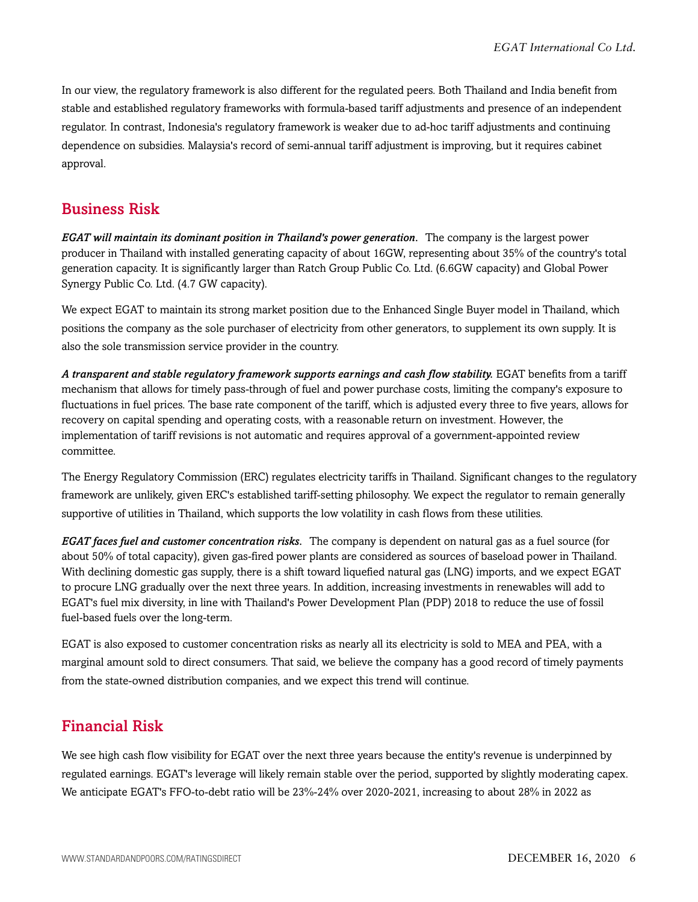In our view, the regulatory framework is also different for the regulated peers. Both Thailand and India benefit from stable and established regulatory frameworks with formula-based tariff adjustments and presence of an independent regulator. In contrast, Indonesia's regulatory framework is weaker due to ad-hoc tariff adjustments and continuing dependence on subsidies. Malaysia's record of semi-annual tariff adjustment is improving, but it requires cabinet approval.

## Business Risk

***EGAT will maintain its dominant position in Thailand's power generation.*** The company is the largest power producer in Thailand with installed generating capacity of about 16GW, representing about 35% of the country's total generation capacity. It is significantly larger than Ratch Group Public Co. Ltd. (6.6GW capacity) and Global Power Synergy Public Co. Ltd. (4.7 GW capacity).

We expect EGAT to maintain its strong market position due to the Enhanced Single Buyer model in Thailand, which positions the company as the sole purchaser of electricity from other generators, to supplement its own supply. It is also the sole transmission service provider in the country.

***A transparent and stable regulatory framework supports earnings and cash flow stability.*** EGAT benefits from a tariff mechanism that allows for timely pass-through of fuel and power purchase costs, limiting the company's exposure to fluctuations in fuel prices. The base rate component of the tariff, which is adjusted every three to five years, allows for recovery on capital spending and operating costs, with a reasonable return on investment. However, the implementation of tariff revisions is not automatic and requires approval of a government-appointed review committee.

The Energy Regulatory Commission (ERC) regulates electricity tariffs in Thailand. Significant changes to the regulatory framework are unlikely, given ERC's established tariff-setting philosophy. We expect the regulator to remain generally supportive of utilities in Thailand, which supports the low volatility in cash flows from these utilities.

***EGAT faces fuel and customer concentration risks.*** The company is dependent on natural gas as a fuel source (for about 50% of total capacity), given gas-fired power plants are considered as sources of baseload power in Thailand. With declining domestic gas supply, there is a shift toward liquefied natural gas (LNG) imports, and we expect EGAT to procure LNG gradually over the next three years. In addition, increasing investments in renewables will add to EGAT's fuel mix diversity, in line with Thailand's Power Development Plan (PDP) 2018 to reduce the use of fossil fuel-based fuels over the long-term.

EGAT is also exposed to customer concentration risks as nearly all its electricity is sold to MEA and PEA, with a marginal amount sold to direct consumers. That said, we believe the company has a good record of timely payments from the state-owned distribution companies, and we expect this trend will continue.

## Financial Risk

We see high cash flow visibility for EGAT over the next three years because the entity's revenue is underpinned by regulated earnings. EGAT's leverage will likely remain stable over the period, supported by slightly moderating capex. We anticipate EGAT's FFO-to-debt ratio will be 23%-24% over 2020-2021, increasing to about 28% in 2022 as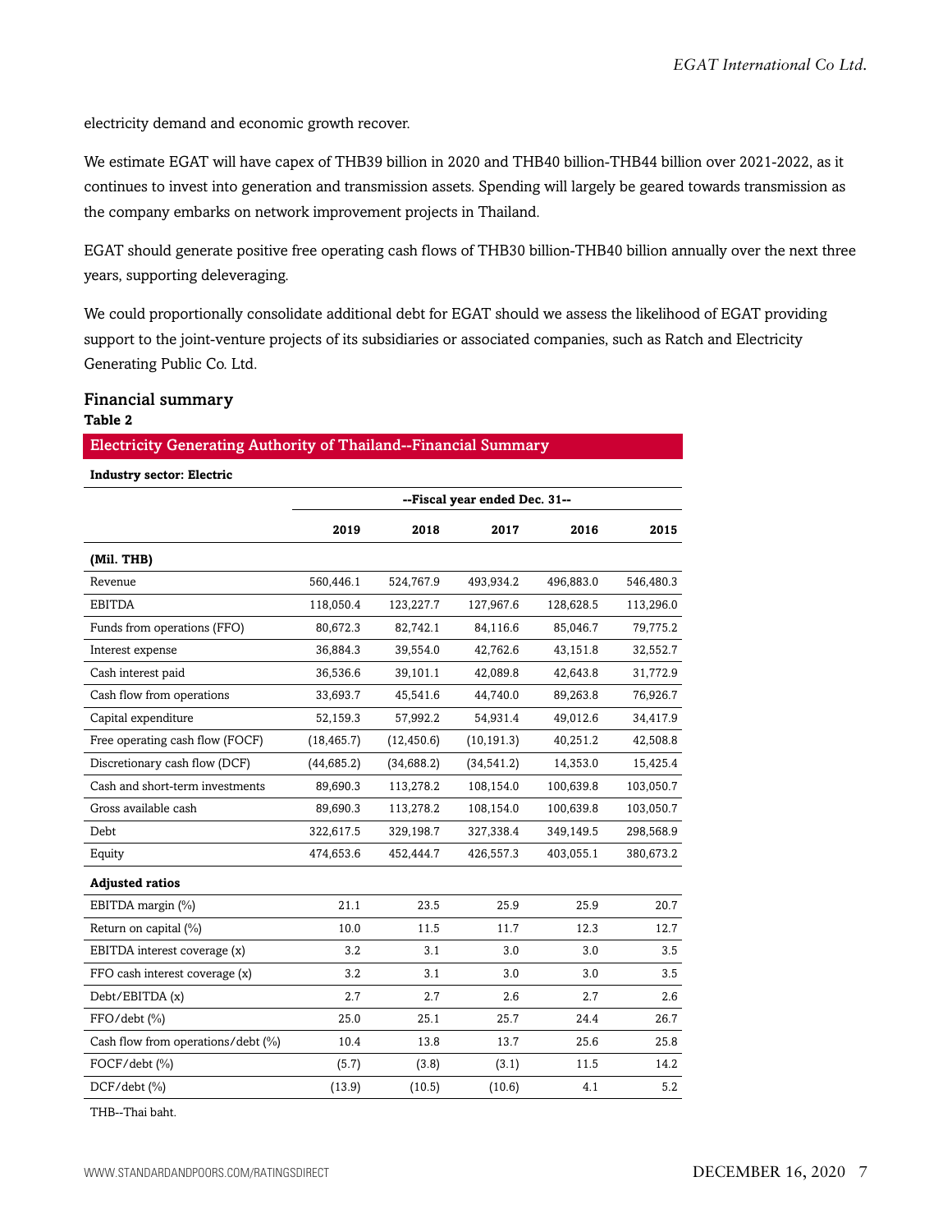electricity demand and economic growth recover.

We estimate EGAT will have capex of THB39 billion in 2020 and THB40 billion-THB44 billion over 2021-2022, as it continues to invest into generation and transmission assets. Spending will largely be geared towards transmission as the company embarks on network improvement projects in Thailand.

EGAT should generate positive free operating cash flows of THB30 billion-THB40 billion annually over the next three years, supporting deleveraging.

We could proportionally consolidate additional debt for EGAT should we assess the likelihood of EGAT providing support to the joint-venture projects of its subsidiaries or associated companies, such as Ratch and Electricity Generating Public Co. Ltd.

## Financial summary

**Table 2**

**Electricity Generating Authority of Thailand--Financial Summary**

**Industry sector: Electric**

| | --Fiscal year ended Dec. 31-- | | | | |
|---|---|---|---|---|---|
| | **2019** | **2018** | **2017** | **2016** | **2015** |
| **(Mil. THB)** | | | | | |
| Revenue | 560,446.1 | 524,767.9 | 493,934.2 | 496,883.0 | 546,480.3 |
| EBITDA | 118,050.4 | 123,227.7 | 127,967.6 | 128,628.5 | 113,296.0 |
| Funds from operations (FFO) | 80,672.3 | 82,742.1 | 84,116.6 | 85,046.7 | 79,775.2 |
| Interest expense | 36,884.3 | 39,554.0 | 42,762.6 | 43,151.8 | 32,552.7 |
| Cash interest paid | 36,536.6 | 39,101.1 | 42,089.8 | 42,643.8 | 31,772.9 |
| Cash flow from operations | 33,693.7 | 45,541.6 | 44,740.0 | 89,263.8 | 76,926.7 |
| Capital expenditure | 52,159.3 | 57,992.2 | 54,931.4 | 49,012.6 | 34,417.9 |
| Free operating cash flow (FOCF) | (18,465.7) | (12,450.6) | (10,191.3) | 40,251.2 | 42,508.8 |
| Discretionary cash flow (DCF) | (44,685.2) | (34,688.2) | (34,541.2) | 14,353.0 | 15,425.4 |
| Cash and short-term investments | 89,690.3 | 113,278.2 | 108,154.0 | 100,639.8 | 103,050.7 |
| Gross available cash | 89,690.3 | 113,278.2 | 108,154.0 | 100,639.8 | 103,050.7 |
| Debt | 322,617.5 | 329,198.7 | 327,338.4 | 349,149.5 | 298,568.9 |
| Equity | 474,653.6 | 452,444.7 | 426,557.3 | 403,055.1 | 380,673.2 |
| **Adjusted ratios** | | | | | |
| EBITDA margin (%) | 21.1 | 23.5 | 25.9 | 25.9 | 20.7 |
| Return on capital (%) | 10.0 | 11.5 | 11.7 | 12.3 | 12.7 |
| EBITDA interest coverage (x) | 3.2 | 3.1 | 3.0 | 3.0 | 3.5 |
| FFO cash interest coverage (x) | 3.2 | 3.1 | 3.0 | 3.0 | 3.5 |
| Debt/EBITDA (x) | 2.7 | 2.7 | 2.6 | 2.7 | 2.6 |
| FFO/debt (%) | 25.0 | 25.1 | 25.7 | 24.4 | 26.7 |
| Cash flow from operations/debt (%) | 10.4 | 13.8 | 13.7 | 25.6 | 25.8 |
| FOCF/debt (%) | (5.7) | (3.8) | (3.1) | 11.5 | 14.2 |
| DCF/debt (%) | (13.9) | (10.5) | (10.6) | 4.1 | 5.2 |

THB--Thai baht.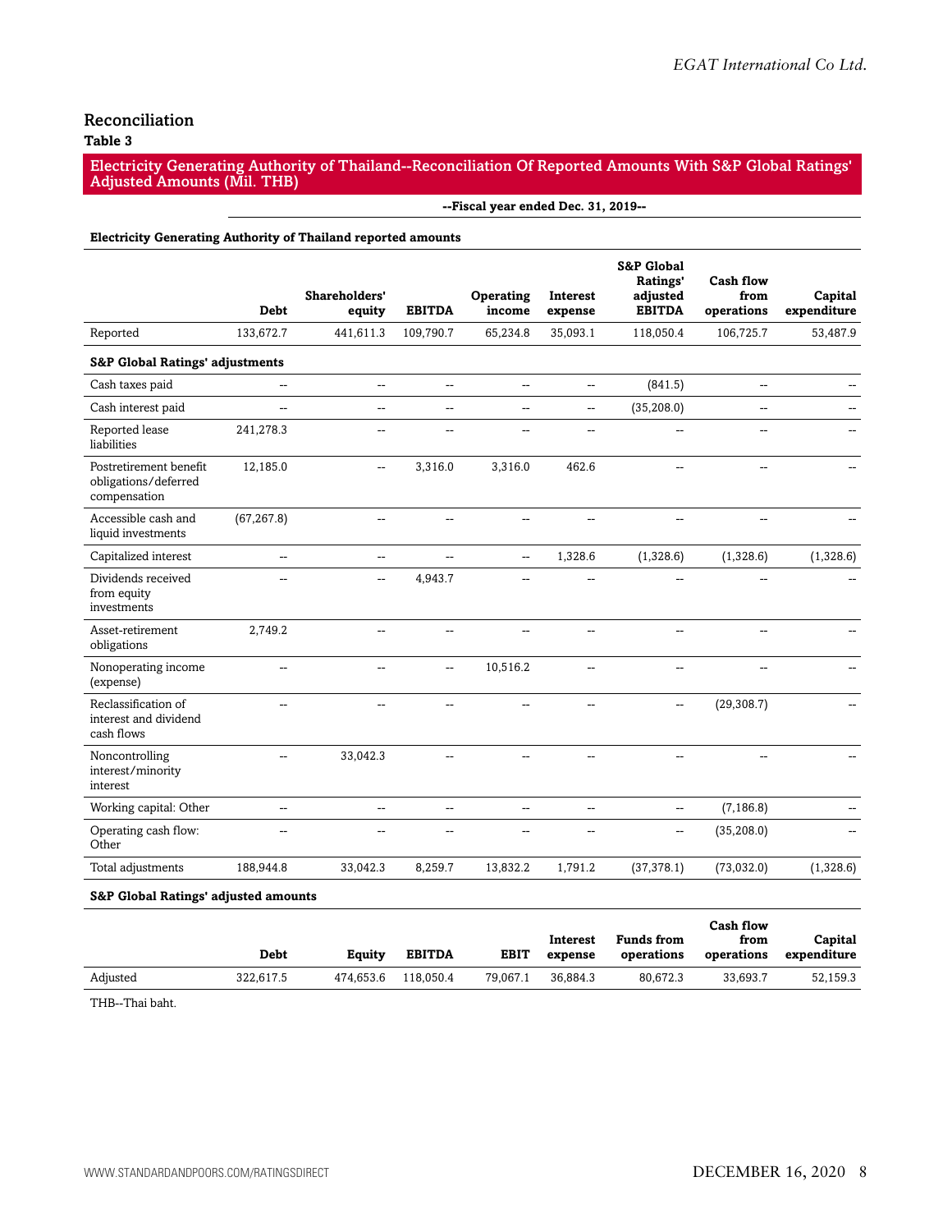## Reconciliation

**Table 3**

**Electricity Generating Authority of Thailand--Reconciliation Of Reported Amounts With S&P Global Ratings' Adjusted Amounts (Mil. THB)**

| | --Fiscal year ended Dec. 31, 2019-- | | | | | | | |
|---|---|---|---|---|---|---|---|---|
| **Electricity Generating Authority of Thailand reported amounts** | | | | | | | | |
| | **Debt** | **Shareholders' equity** | **EBITDA** | **Operating income** | **Interest expense** | **S&P Global Ratings' adjusted EBITDA** | **Cash flow from operations** | **Capital expenditure** |
| Reported | 133,672.7 | 441,611.3 | 109,790.7 | 65,234.8 | 35,093.1 | 118,050.4 | 106,725.7 | 53,487.9 |
| **S&P Global Ratings' adjustments** | | | | | | | | |
| Cash taxes paid | -- | -- | -- | -- | -- | (841.5) | -- | -- |
| Cash interest paid | -- | -- | -- | -- | -- | (35,208.0) | -- | -- |
| Reported lease liabilities | 241,278.3 | -- | -- | -- | -- | -- | -- | -- |
| Postretirement benefit obligations/deferred compensation | 12,185.0 | -- | 3,316.0 | 3,316.0 | 462.6 | -- | -- | -- |
| Accessible cash and liquid investments | (67,267.8) | -- | -- | -- | -- | -- | -- | -- |
| Capitalized interest | -- | -- | -- | -- | 1,328.6 | (1,328.6) | (1,328.6) | (1,328.6) |
| Dividends received from equity investments | -- | -- | 4,943.7 | -- | -- | -- | -- | -- |
| Asset-retirement obligations | 2,749.2 | -- | -- | -- | -- | -- | -- | -- |
| Nonoperating income (expense) | -- | -- | -- | 10,516.2 | -- | -- | -- | -- |
| Reclassification of interest and dividend cash flows | -- | -- | -- | -- | -- | -- | (29,308.7) | -- |
| Noncontrolling interest/minority interest | -- | 33,042.3 | -- | -- | -- | -- | -- | -- |
| Working capital: Other | -- | -- | -- | -- | -- | -- | (7,186.8) | -- |
| Operating cash flow: Other | -- | -- | -- | -- | -- | -- | (35,208.0) | -- |
| Total adjustments | 188,944.8 | 33,042.3 | 8,259.7 | 13,832.2 | 1,791.2 | (37,378.1) | (73,032.0) | (1,328.6) |
| **S&P Global Ratings' adjusted amounts** | | | | | | | | |
| | **Debt** | **Equity** | **EBITDA** | **EBIT** | **Interest expense** | **Funds from operations** | **Cash flow from operations** | **Capital expenditure** |
| Adjusted | 322,617.5 | 474,653.6 | 118,050.4 | 79,067.1 | 36,884.3 | 80,672.3 | 33,693.7 | 52,159.3 |

THB--Thai baht.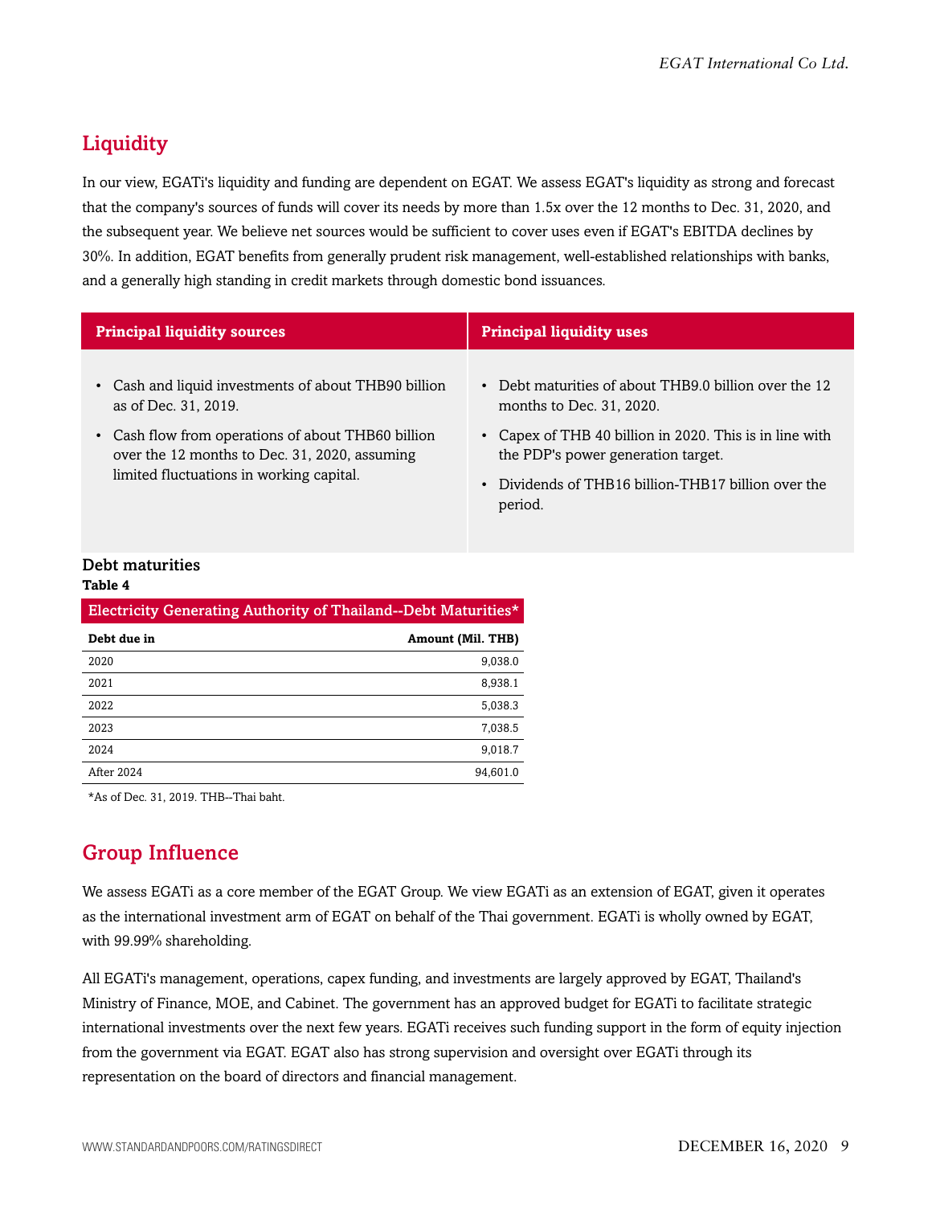## Liquidity

In our view, EGATi's liquidity and funding are dependent on EGAT. We assess EGAT's liquidity as strong and forecast that the company's sources of funds will cover its needs by more than 1.5x over the 12 months to Dec. 31, 2020, and the subsequent year. We believe net sources would be sufficient to cover uses even if EGAT's EBITDA declines by 30%. In addition, EGAT benefits from generally prudent risk management, well-established relationships with banks, and a generally high standing in credit markets through domestic bond issuances.

| Principal liquidity sources | Principal liquidity uses |
|---|---|
| • Cash and liquid investments of about THB90 billion as of Dec. 31, 2019.<br>• Cash flow from operations of about THB60 billion over the 12 months to Dec. 31, 2020, assuming limited fluctuations in working capital. | • Debt maturities of about THB9.0 billion over the 12 months to Dec. 31, 2020.<br>• Capex of THB 40 billion in 2020. This is in line with the PDP's power generation target.<br>• Dividends of THB16 billion-THB17 billion over the period. |

### Debt maturities

**Table 4**

| Electricity Generating Authority of Thailand--Debt Maturities* | |
|---|---|
| **Debt due in** | **Amount (Mil. THB)** |
| 2020 | 9,038.0 |
| 2021 | 8,938.1 |
| 2022 | 5,038.3 |
| 2023 | 7,038.5 |
| 2024 | 9,018.7 |
| After 2024 | 94,601.0 |

*As of Dec. 31, 2019. THB--Thai baht.

## Group Influence

We assess EGATi as a core member of the EGAT Group. We view EGATi as an extension of EGAT, given it operates as the international investment arm of EGAT on behalf of the Thai government. EGATi is wholly owned by EGAT, with 99.99% shareholding.

All EGATi's management, operations, capex funding, and investments are largely approved by EGAT, Thailand's Ministry of Finance, MOE, and Cabinet. The government has an approved budget for EGATi to facilitate strategic international investments over the next few years. EGATi receives such funding support in the form of equity injection from the government via EGAT. EGAT also has strong supervision and oversight over EGATi through its representation on the board of directors and financial management.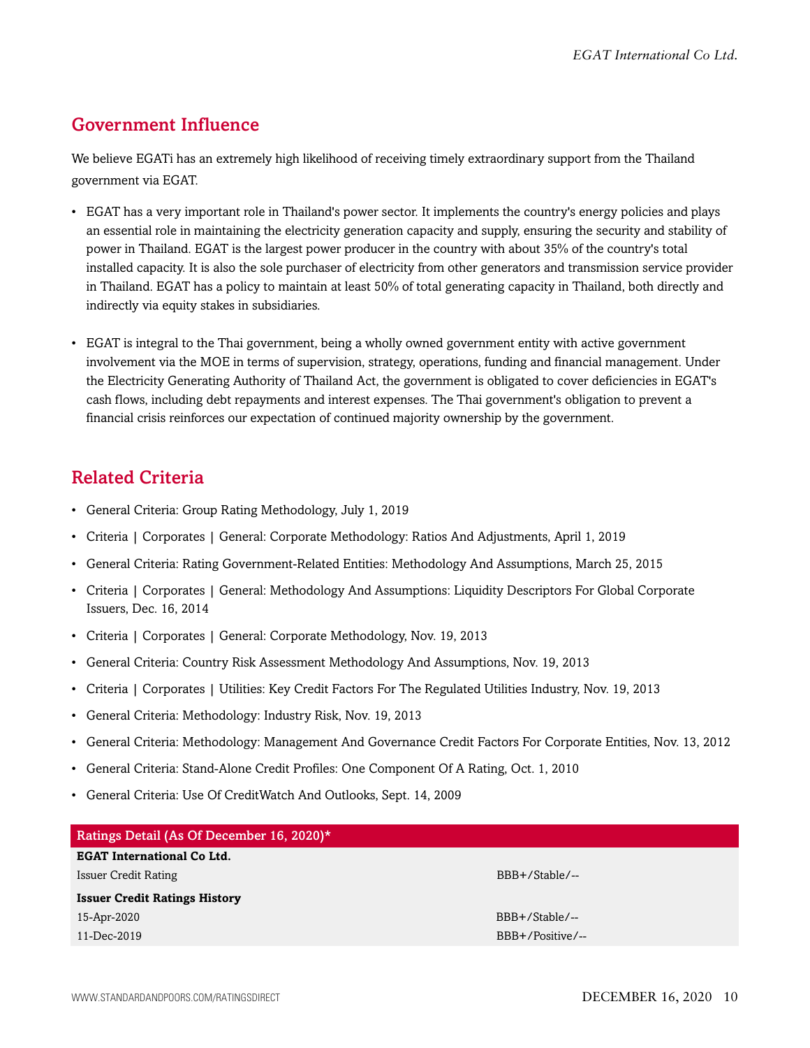## Government Influence

We believe EGATi has an extremely high likelihood of receiving timely extraordinary support from the Thailand government via EGAT.

- EGAT has a very important role in Thailand's power sector. It implements the country's energy policies and plays an essential role in maintaining the electricity generation capacity and supply, ensuring the security and stability of power in Thailand. EGAT is the largest power producer in the country with about 35% of the country's total installed capacity. It is also the sole purchaser of electricity from other generators and transmission service provider in Thailand. EGAT has a policy to maintain at least 50% of total generating capacity in Thailand, both directly and indirectly via equity stakes in subsidiaries.
- EGAT is integral to the Thai government, being a wholly owned government entity with active government involvement via the MOE in terms of supervision, strategy, operations, funding and financial management. Under the Electricity Generating Authority of Thailand Act, the government is obligated to cover deficiencies in EGAT's cash flows, including debt repayments and interest expenses. The Thai government's obligation to prevent a financial crisis reinforces our expectation of continued majority ownership by the government.

## Related Criteria

- General Criteria: Group Rating Methodology, July 1, 2019
- Criteria | Corporates | General: Corporate Methodology: Ratios And Adjustments, April 1, 2019
- General Criteria: Rating Government-Related Entities: Methodology And Assumptions, March 25, 2015
- Criteria | Corporates | General: Methodology And Assumptions: Liquidity Descriptors For Global Corporate Issuers, Dec. 16, 2014
- Criteria | Corporates | General: Corporate Methodology, Nov. 19, 2013
- General Criteria: Country Risk Assessment Methodology And Assumptions, Nov. 19, 2013
- Criteria | Corporates | Utilities: Key Credit Factors For The Regulated Utilities Industry, Nov. 19, 2013
- General Criteria: Methodology: Industry Risk, Nov. 19, 2013
- General Criteria: Methodology: Management And Governance Credit Factors For Corporate Entities, Nov. 13, 2012
- General Criteria: Stand-Alone Credit Profiles: One Component Of A Rating, Oct. 1, 2010
- General Criteria: Use Of CreditWatch And Outlooks, Sept. 14, 2009

| Ratings Detail (As Of December 16, 2020)* | |
|---|---|
| **EGAT International Co Ltd.** | |
| Issuer Credit Rating | BBB+/Stable/-- |
| **Issuer Credit Ratings History** | |
| 15-Apr-2020 | BBB+/Stable/-- |
| 11-Dec-2019 | BBB+/Positive/-- |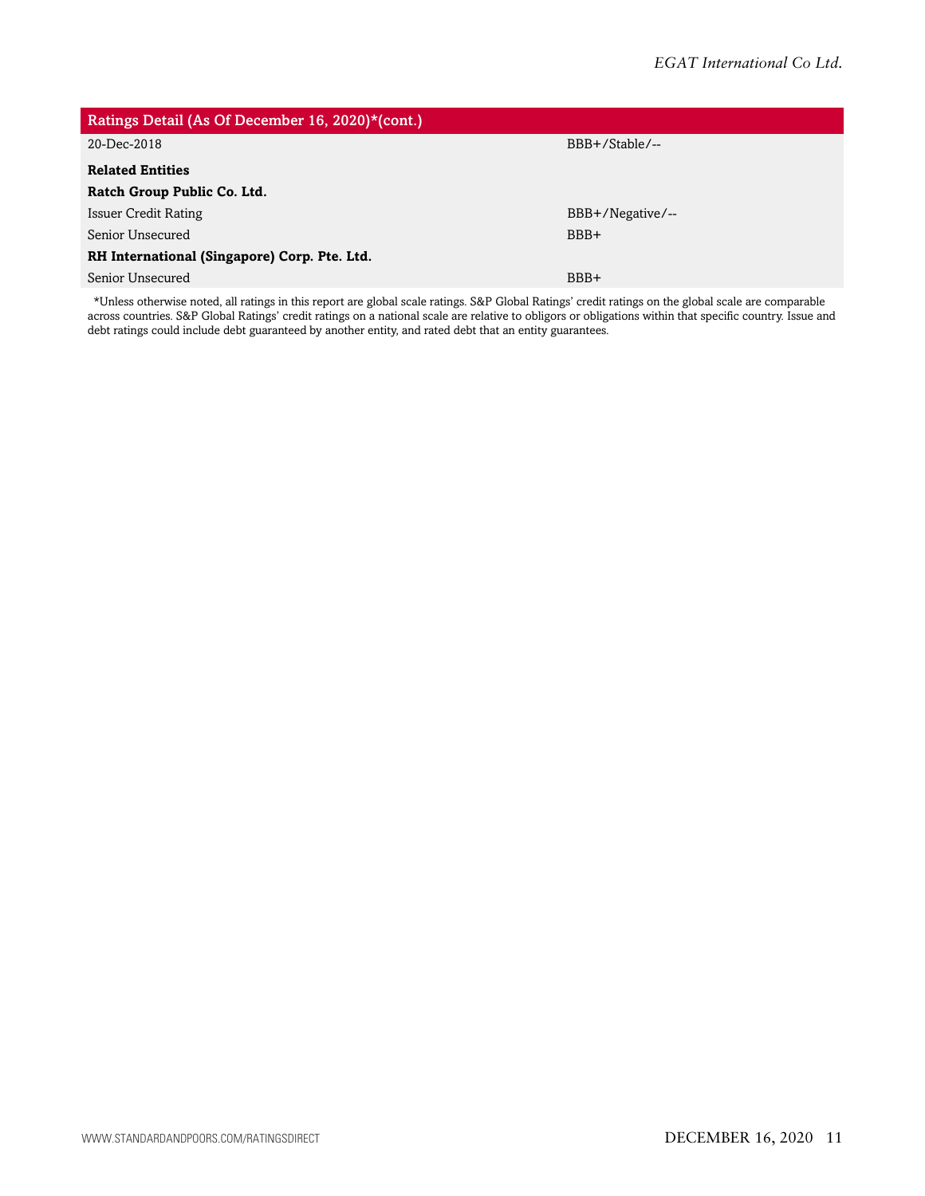| Ratings Detail (As Of December 16, 2020)*(cont.) | |
|---|---|
| 20-Dec-2018 | BBB+/Stable/-- |
| **Related Entities** | |
| **Ratch Group Public Co. Ltd.** | |
| Issuer Credit Rating | BBB+/Negative/-- |
| Senior Unsecured | BBB+ |
| **RH International (Singapore) Corp. Pte. Ltd.** | |
| Senior Unsecured | BBB+ |

*Unless otherwise noted, all ratings in this report are global scale ratings. S&P Global Ratings' credit ratings on the global scale are comparable across countries. S&P Global Ratings' credit ratings on a national scale are relative to obligors or obligations within that specific country. Issue and debt ratings could include debt guaranteed by another entity, and rated debt that an entity guarantees.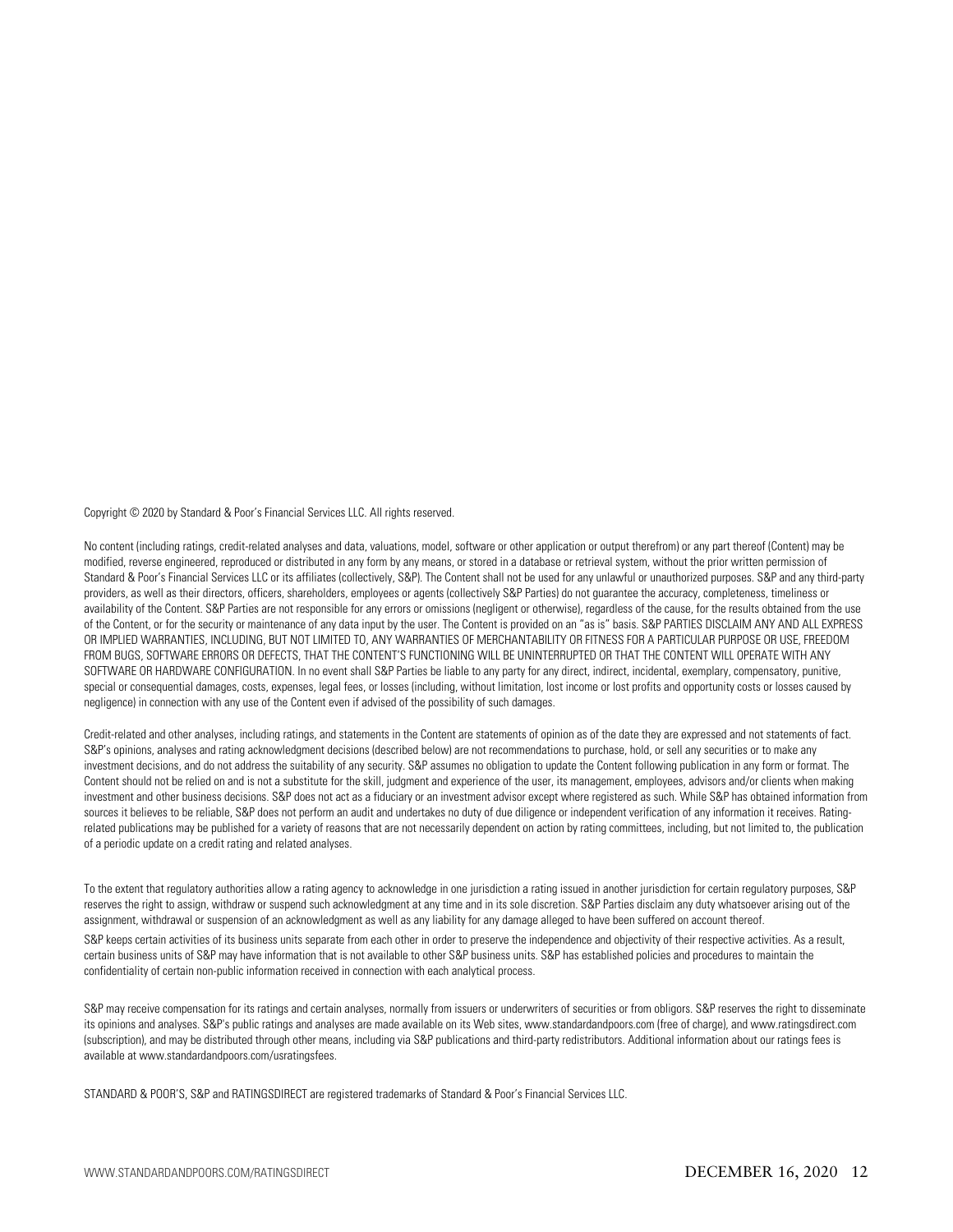Copyright © 2020 by Standard & Poor's Financial Services LLC. All rights reserved.

No content (including ratings, credit-related analyses and data, valuations, model, software or other application or output therefrom) or any part thereof (Content) may be modified, reverse engineered, reproduced or distributed in any form by any means, or stored in a database or retrieval system, without the prior written permission of Standard & Poor's Financial Services LLC or its affiliates (collectively, S&P). The Content shall not be used for any unlawful or unauthorized purposes. S&P and any third-party providers, as well as their directors, officers, shareholders, employees or agents (collectively S&P Parties) do not guarantee the accuracy, completeness, timeliness or availability of the Content. S&P Parties are not responsible for any errors or omissions (negligent or otherwise), regardless of the cause, for the results obtained from the use of the Content, or for the security or maintenance of any data input by the user. The Content is provided on an "as is" basis. S&P PARTIES DISCLAIM ANY AND ALL EXPRESS OR IMPLIED WARRANTIES, INCLUDING, BUT NOT LIMITED TO, ANY WARRANTIES OF MERCHANTABILITY OR FITNESS FOR A PARTICULAR PURPOSE OR USE, FREEDOM FROM BUGS, SOFTWARE ERRORS OR DEFECTS, THAT THE CONTENT'S FUNCTIONING WILL BE UNINTERRUPTED OR THAT THE CONTENT WILL OPERATE WITH ANY SOFTWARE OR HARDWARE CONFIGURATION. In no event shall S&P Parties be liable to any party for any direct, indirect, incidental, exemplary, compensatory, punitive, special or consequential damages, costs, expenses, legal fees, or losses (including, without limitation, lost income or lost profits and opportunity costs or losses caused by negligence) in connection with any use of the Content even if advised of the possibility of such damages.

Credit-related and other analyses, including ratings, and statements in the Content are statements of opinion as of the date they are expressed and not statements of fact. S&P's opinions, analyses and rating acknowledgment decisions (described below) are not recommendations to purchase, hold, or sell any securities or to make any investment decisions, and do not address the suitability of any security. S&P assumes no obligation to update the Content following publication in any form or format. The Content should not be relied on and is not a substitute for the skill, judgment and experience of the user, its management, employees, advisors and/or clients when making investment and other business decisions. S&P does not act as a fiduciary or an investment advisor except where registered as such. While S&P has obtained information from sources it believes to be reliable, S&P does not perform an audit and undertakes no duty of due diligence or independent verification of any information it receives. Rating-related publications may be published for a variety of reasons that are not necessarily dependent on action by rating committees, including, but not limited to, the publication of a periodic update on a credit rating and related analyses.

To the extent that regulatory authorities allow a rating agency to acknowledge in one jurisdiction a rating issued in another jurisdiction for certain regulatory purposes, S&P reserves the right to assign, withdraw or suspend such acknowledgment at any time and in its sole discretion. S&P Parties disclaim any duty whatsoever arising out of the assignment, withdrawal or suspension of an acknowledgment as well as any liability for any damage alleged to have been suffered on account thereof.

S&P keeps certain activities of its business units separate from each other in order to preserve the independence and objectivity of their respective activities. As a result, certain business units of S&P may have information that is not available to other S&P business units. S&P has established policies and procedures to maintain the confidentiality of certain non-public information received in connection with each analytical process.

S&P may receive compensation for its ratings and certain analyses, normally from issuers or underwriters of securities or from obligors. S&P reserves the right to disseminate its opinions and analyses. S&P's public ratings and analyses are made available on its Web sites, www.standardandpoors.com (free of charge), and www.ratingsdirect.com (subscription), and may be distributed through other means, including via S&P publications and third-party redistributors. Additional information about our ratings fees is available at www.standardandpoors.com/usratingsfees.

STANDARD & POOR'S, S&P and RATINGSDIRECT are registered trademarks of Standard & Poor's Financial Services LLC.